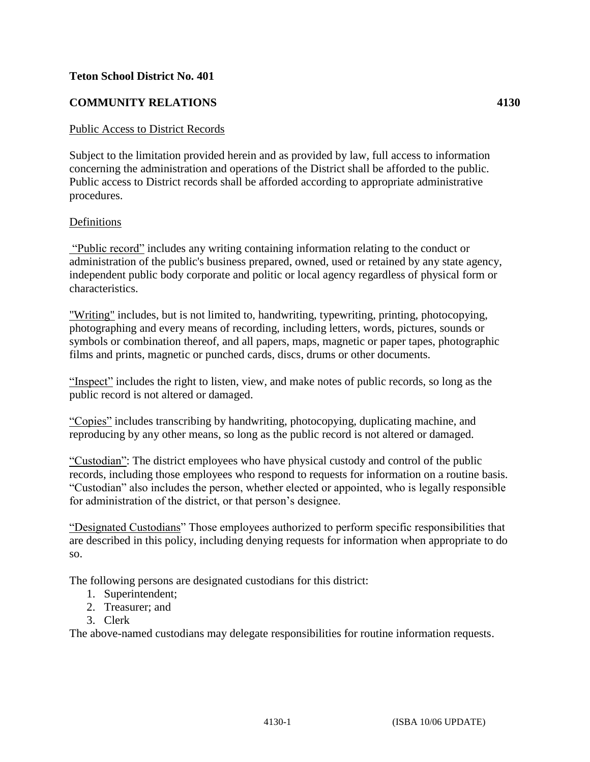**Teton School District No. 401**

**COMMUNITY RELATIONS 4130**

Public Access to District Records

Subject to the limitation provided herein and as provided by law, full access to information concerning the administration and operations of the District shall be afforded to the public. Public access to District records shall be afforded according to appropriate administrative procedures.

Definitions

"Public record" includes any writing containing information relating to the conduct or administration of the public's business prepared, owned, used or retained by any state agency, independent public body corporate and politic or local agency regardless of physical form or characteristics.

"Writing" includes, but is not limited to, handwriting, typewriting, printing, photocopying, photographing and every means of recording, including letters, words, pictures, sounds or symbols or combination thereof, and all papers, maps, magnetic or paper tapes, photographic films and prints, magnetic or punched cards, discs, drums or other documents.

"Inspect" includes the right to listen, view, and make notes of public records, so long as the public record is not altered or damaged.

"Copies" includes transcribing by handwriting, photocopying, duplicating machine, and reproducing by any other means, so long as the public record is not altered or damaged.

"Custodian": The district employees who have physical custody and control of the public records, including those employees who respond to requests for information on a routine basis. "Custodian" also includes the person, whether elected or appointed, who is legally responsible for administration of the district, or that person's designee.

"Designated Custodians" Those employees authorized to perform specific responsibilities that are described in this policy, including denying requests for information when appropriate to do so.

The following persons are designated custodians for this district:

1. Superintendent;
2. Treasurer; and
3. Clerk

The above-named custodians may delegate responsibilities for routine information requests.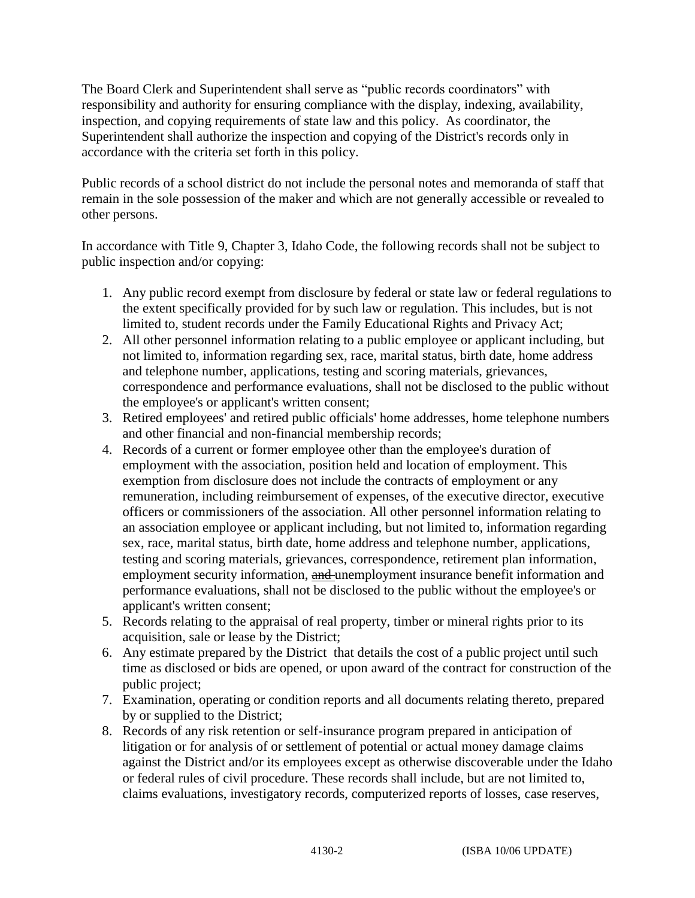The Board Clerk and Superintendent shall serve as "public records coordinators" with responsibility and authority for ensuring compliance with the display, indexing, availability, inspection, and copying requirements of state law and this policy. As coordinator, the Superintendent shall authorize the inspection and copying of the District's records only in accordance with the criteria set forth in this policy.

Public records of a school district do not include the personal notes and memoranda of staff that remain in the sole possession of the maker and which are not generally accessible or revealed to other persons.

In accordance with Title 9, Chapter 3, Idaho Code, the following records shall not be subject to public inspection and/or copying:

1. Any public record exempt from disclosure by federal or state law or federal regulations to the extent specifically provided for by such law or regulation. This includes, but is not limited to, student records under the Family Educational Rights and Privacy Act;
2. All other personnel information relating to a public employee or applicant including, but not limited to, information regarding sex, race, marital status, birth date, home address and telephone number, applications, testing and scoring materials, grievances, correspondence and performance evaluations, shall not be disclosed to the public without the employee's or applicant's written consent;
3. Retired employees' and retired public officials' home addresses, home telephone numbers and other financial and non-financial membership records;
4. Records of a current or former employee other than the employee's duration of employment with the association, position held and location of employment. This exemption from disclosure does not include the contracts of employment or any remuneration, including reimbursement of expenses, of the executive director, executive officers or commissioners of the association. All other personnel information relating to an association employee or applicant including, but not limited to, information regarding sex, race, marital status, birth date, home address and telephone number, applications, testing and scoring materials, grievances, correspondence, retirement plan information, employment security information, ~~and~~ unemployment insurance benefit information and performance evaluations, shall not be disclosed to the public without the employee's or applicant's written consent;
5. Records relating to the appraisal of real property, timber or mineral rights prior to its acquisition, sale or lease by the District;
6. Any estimate prepared by the District that details the cost of a public project until such time as disclosed or bids are opened, or upon award of the contract for construction of the public project;
7. Examination, operating or condition reports and all documents relating thereto, prepared by or supplied to the District;
8. Records of any risk retention or self-insurance program prepared in anticipation of litigation or for analysis of or settlement of potential or actual money damage claims against the District and/or its employees except as otherwise discoverable under the Idaho or federal rules of civil procedure. These records shall include, but are not limited to, claims evaluations, investigatory records, computerized reports of losses, case reserves,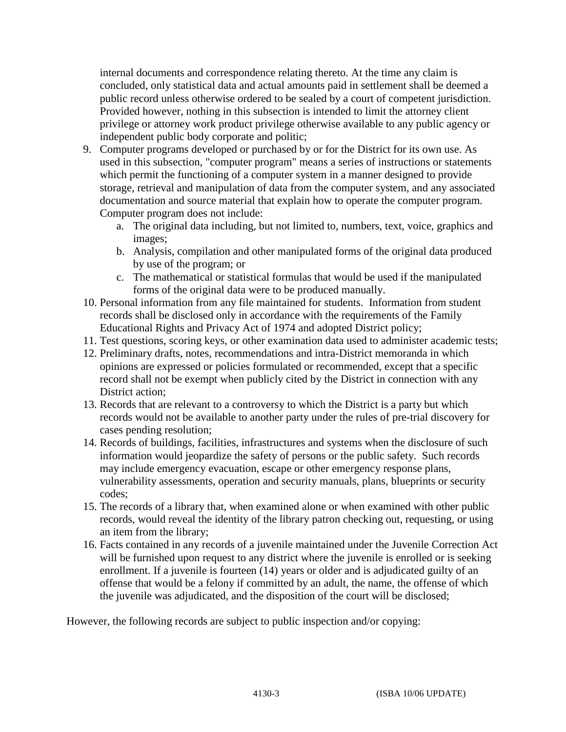internal documents and correspondence relating thereto. At the time any claim is concluded, only statistical data and actual amounts paid in settlement shall be deemed a public record unless otherwise ordered to be sealed by a court of competent jurisdiction. Provided however, nothing in this subsection is intended to limit the attorney client privilege or attorney work product privilege otherwise available to any public agency or independent public body corporate and politic;

9. Computer programs developed or purchased by or for the District for its own use. As used in this subsection, "computer program" means a series of instructions or statements which permit the functioning of a computer system in a manner designed to provide storage, retrieval and manipulation of data from the computer system, and any associated documentation and source material that explain how to operate the computer program. Computer program does not include:
   a. The original data including, but not limited to, numbers, text, voice, graphics and images;
   b. Analysis, compilation and other manipulated forms of the original data produced by use of the program; or
   c. The mathematical or statistical formulas that would be used if the manipulated forms of the original data were to be produced manually.
10. Personal information from any file maintained for students. Information from student records shall be disclosed only in accordance with the requirements of the Family Educational Rights and Privacy Act of 1974 and adopted District policy;
11. Test questions, scoring keys, or other examination data used to administer academic tests;
12. Preliminary drafts, notes, recommendations and intra-District memoranda in which opinions are expressed or policies formulated or recommended, except that a specific record shall not be exempt when publicly cited by the District in connection with any District action;
13. Records that are relevant to a controversy to which the District is a party but which records would not be available to another party under the rules of pre-trial discovery for cases pending resolution;
14. Records of buildings, facilities, infrastructures and systems when the disclosure of such information would jeopardize the safety of persons or the public safety. Such records may include emergency evacuation, escape or other emergency response plans, vulnerability assessments, operation and security manuals, plans, blueprints or security codes;
15. The records of a library that, when examined alone or when examined with other public records, would reveal the identity of the library patron checking out, requesting, or using an item from the library;
16. Facts contained in any records of a juvenile maintained under the Juvenile Correction Act will be furnished upon request to any district where the juvenile is enrolled or is seeking enrollment. If a juvenile is fourteen (14) years or older and is adjudicated guilty of an offense that would be a felony if committed by an adult, the name, the offense of which the juvenile was adjudicated, and the disposition of the court will be disclosed;

However, the following records are subject to public inspection and/or copying: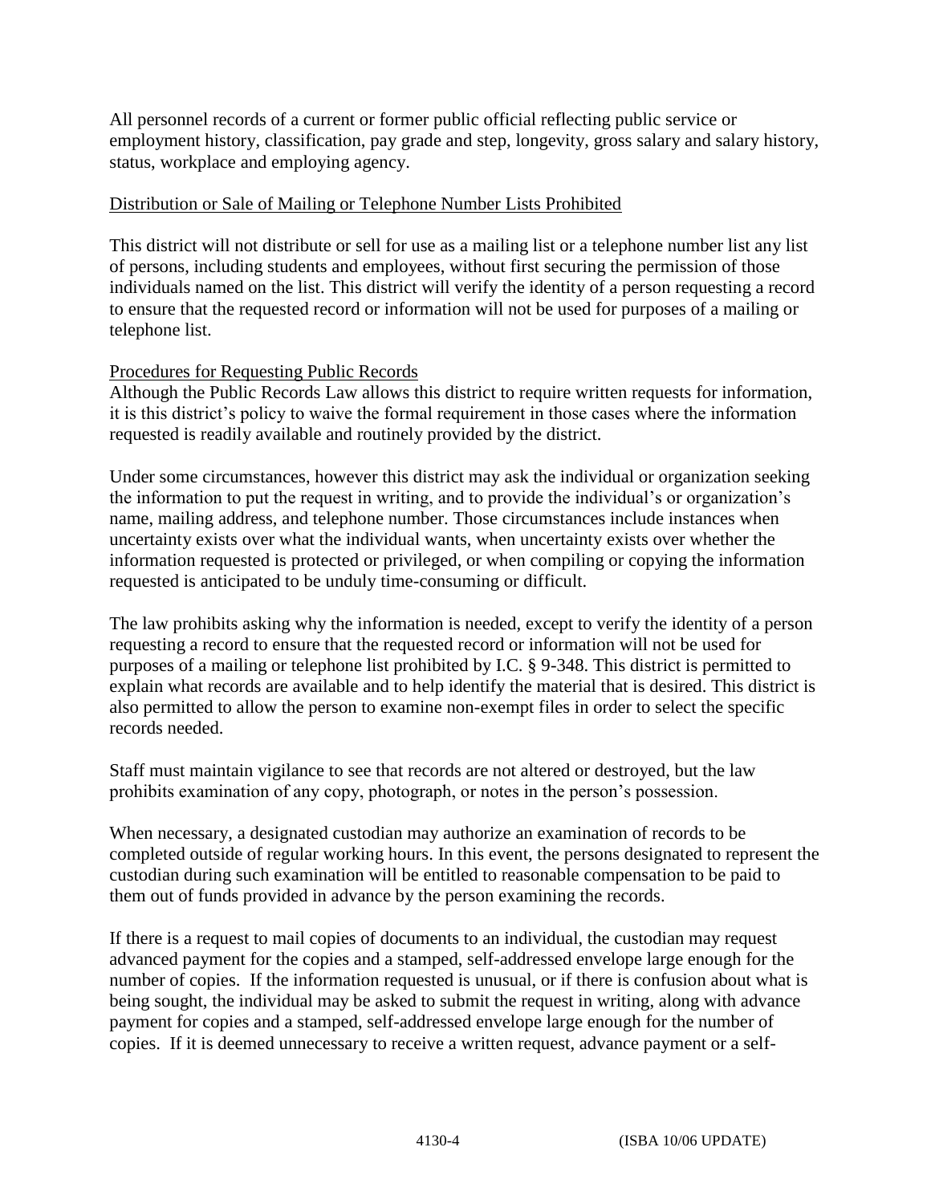All personnel records of a current or former public official reflecting public service or employment history, classification, pay grade and step, longevity, gross salary and salary history, status, workplace and employing agency.

Distribution or Sale of Mailing or Telephone Number Lists Prohibited

This district will not distribute or sell for use as a mailing list or a telephone number list any list of persons, including students and employees, without first securing the permission of those individuals named on the list. This district will verify the identity of a person requesting a record to ensure that the requested record or information will not be used for purposes of a mailing or telephone list.

Procedures for Requesting Public Records

Although the Public Records Law allows this district to require written requests for information, it is this district's policy to waive the formal requirement in those cases where the information requested is readily available and routinely provided by the district.

Under some circumstances, however this district may ask the individual or organization seeking the information to put the request in writing, and to provide the individual's or organization's name, mailing address, and telephone number. Those circumstances include instances when uncertainty exists over what the individual wants, when uncertainty exists over whether the information requested is protected or privileged, or when compiling or copying the information requested is anticipated to be unduly time-consuming or difficult.

The law prohibits asking why the information is needed, except to verify the identity of a person requesting a record to ensure that the requested record or information will not be used for purposes of a mailing or telephone list prohibited by I.C. § 9-348. This district is permitted to explain what records are available and to help identify the material that is desired. This district is also permitted to allow the person to examine non-exempt files in order to select the specific records needed.

Staff must maintain vigilance to see that records are not altered or destroyed, but the law prohibits examination of any copy, photograph, or notes in the person's possession.

When necessary, a designated custodian may authorize an examination of records to be completed outside of regular working hours. In this event, the persons designated to represent the custodian during such examination will be entitled to reasonable compensation to be paid to them out of funds provided in advance by the person examining the records.

If there is a request to mail copies of documents to an individual, the custodian may request advanced payment for the copies and a stamped, self-addressed envelope large enough for the number of copies. If the information requested is unusual, or if there is confusion about what is being sought, the individual may be asked to submit the request in writing, along with advance payment for copies and a stamped, self-addressed envelope large enough for the number of copies. If it is deemed unnecessary to receive a written request, advance payment or a self-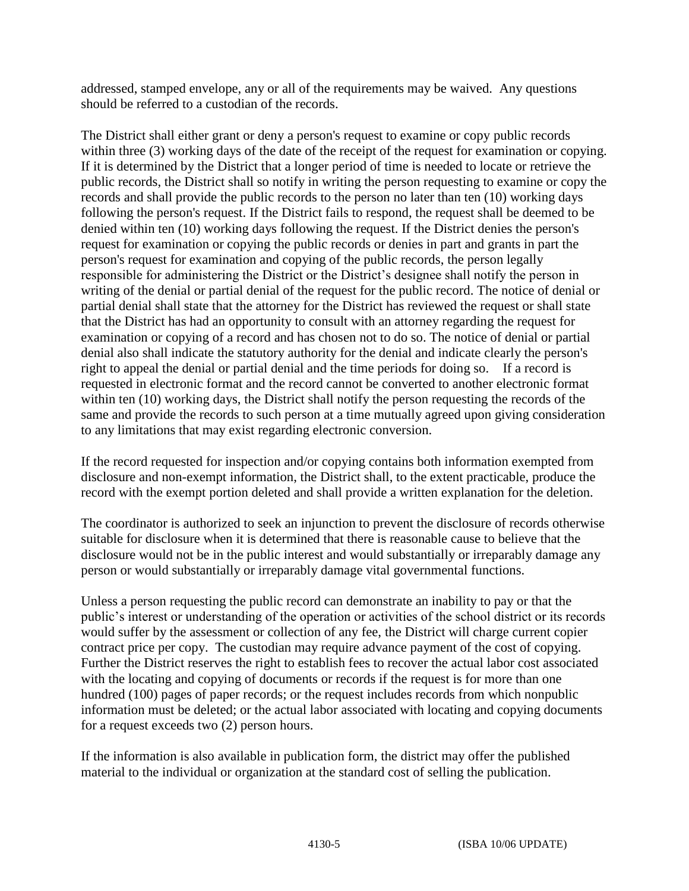addressed, stamped envelope, any or all of the requirements may be waived. Any questions should be referred to a custodian of the records.

The District shall either grant or deny a person's request to examine or copy public records within three (3) working days of the date of the receipt of the request for examination or copying. If it is determined by the District that a longer period of time is needed to locate or retrieve the public records, the District shall so notify in writing the person requesting to examine or copy the records and shall provide the public records to the person no later than ten (10) working days following the person's request. If the District fails to respond, the request shall be deemed to be denied within ten (10) working days following the request. If the District denies the person's request for examination or copying the public records or denies in part and grants in part the person's request for examination and copying of the public records, the person legally responsible for administering the District or the District's designee shall notify the person in writing of the denial or partial denial of the request for the public record. The notice of denial or partial denial shall state that the attorney for the District has reviewed the request or shall state that the District has had an opportunity to consult with an attorney regarding the request for examination or copying of a record and has chosen not to do so. The notice of denial or partial denial also shall indicate the statutory authority for the denial and indicate clearly the person's right to appeal the denial or partial denial and the time periods for doing so. If a record is requested in electronic format and the record cannot be converted to another electronic format within ten (10) working days, the District shall notify the person requesting the records of the same and provide the records to such person at a time mutually agreed upon giving consideration to any limitations that may exist regarding electronic conversion.

If the record requested for inspection and/or copying contains both information exempted from disclosure and non-exempt information, the District shall, to the extent practicable, produce the record with the exempt portion deleted and shall provide a written explanation for the deletion.

The coordinator is authorized to seek an injunction to prevent the disclosure of records otherwise suitable for disclosure when it is determined that there is reasonable cause to believe that the disclosure would not be in the public interest and would substantially or irreparably damage any person or would substantially or irreparably damage vital governmental functions.

Unless a person requesting the public record can demonstrate an inability to pay or that the public's interest or understanding of the operation or activities of the school district or its records would suffer by the assessment or collection of any fee, the District will charge current copier contract price per copy. The custodian may require advance payment of the cost of copying. Further the District reserves the right to establish fees to recover the actual labor cost associated with the locating and copying of documents or records if the request is for more than one hundred (100) pages of paper records; or the request includes records from which nonpublic information must be deleted; or the actual labor associated with locating and copying documents for a request exceeds two (2) person hours.

If the information is also available in publication form, the district may offer the published material to the individual or organization at the standard cost of selling the publication.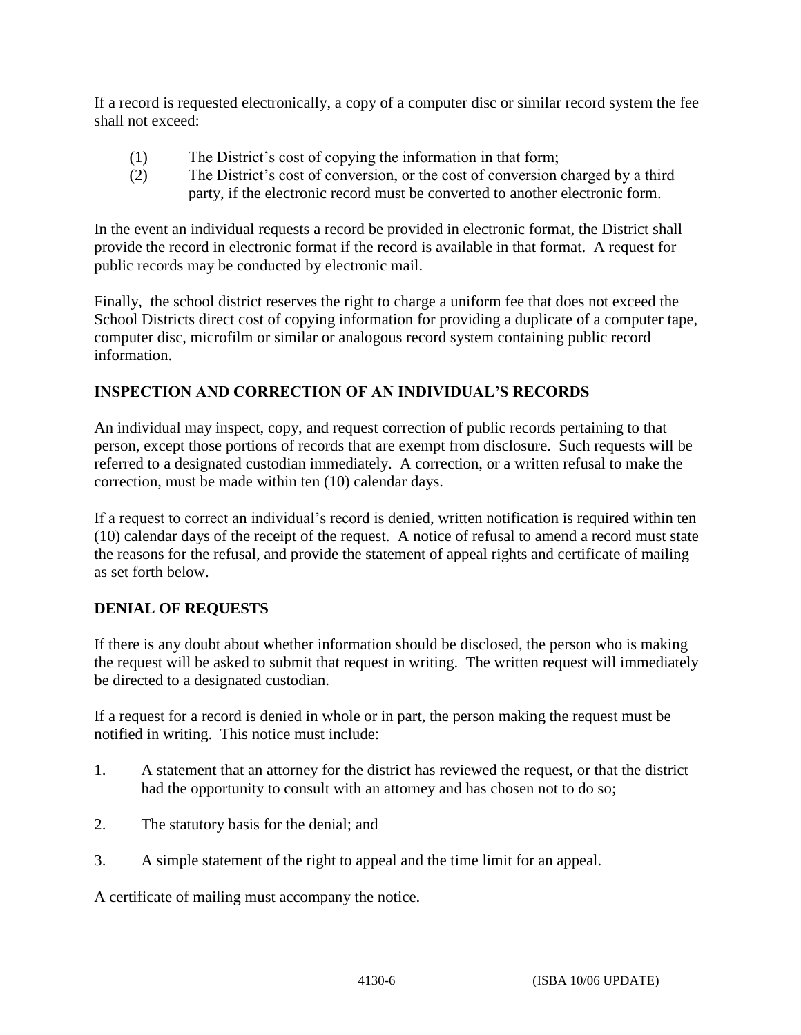If a record is requested electronically, a copy of a computer disc or similar record system the fee shall not exceed:

(1) The District's cost of copying the information in that form;
(2) The District's cost of conversion, or the cost of conversion charged by a third party, if the electronic record must be converted to another electronic form.

In the event an individual requests a record be provided in electronic format, the District shall provide the record in electronic format if the record is available in that format. A request for public records may be conducted by electronic mail.

Finally, the school district reserves the right to charge a uniform fee that does not exceed the School Districts direct cost of copying information for providing a duplicate of a computer tape, computer disc, microfilm or similar or analogous record system containing public record information.

**INSPECTION AND CORRECTION OF AN INDIVIDUAL'S RECORDS**

An individual may inspect, copy, and request correction of public records pertaining to that person, except those portions of records that are exempt from disclosure. Such requests will be referred to a designated custodian immediately. A correction, or a written refusal to make the correction, must be made within ten (10) calendar days.

If a request to correct an individual's record is denied, written notification is required within ten (10) calendar days of the receipt of the request. A notice of refusal to amend a record must state the reasons for the refusal, and provide the statement of appeal rights and certificate of mailing as set forth below.

**DENIAL OF REQUESTS**

If there is any doubt about whether information should be disclosed, the person who is making the request will be asked to submit that request in writing. The written request will immediately be directed to a designated custodian.

If a request for a record is denied in whole or in part, the person making the request must be notified in writing. This notice must include:

1. A statement that an attorney for the district has reviewed the request, or that the district had the opportunity to consult with an attorney and has chosen not to do so;

2. The statutory basis for the denial; and

3. A simple statement of the right to appeal and the time limit for an appeal.

A certificate of mailing must accompany the notice.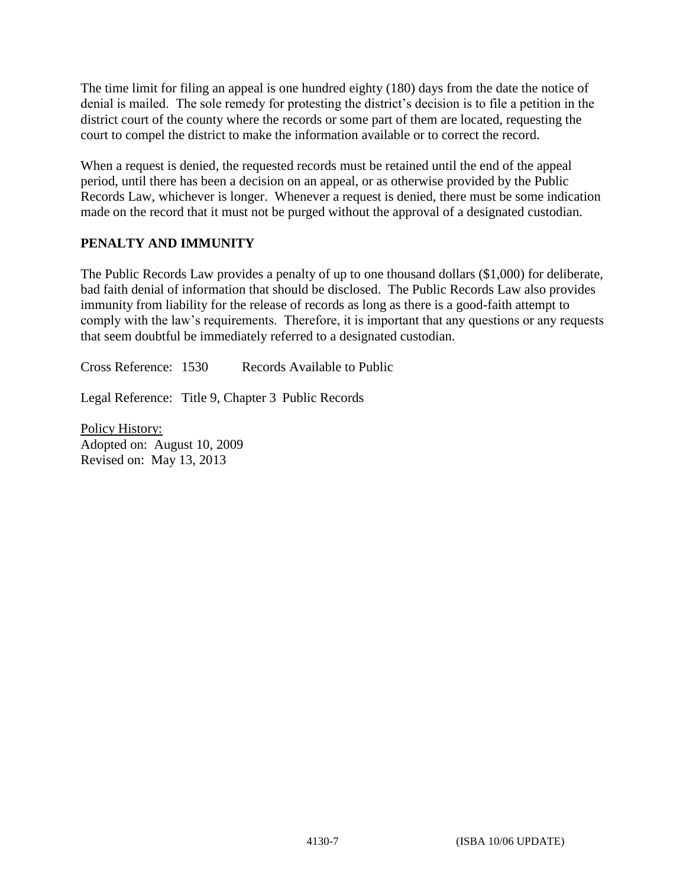The time limit for filing an appeal is one hundred eighty (180) days from the date the notice of denial is mailed. The sole remedy for protesting the district's decision is to file a petition in the district court of the county where the records or some part of them are located, requesting the court to compel the district to make the information available or to correct the record.

When a request is denied, the requested records must be retained until the end of the appeal period, until there has been a decision on an appeal, or as otherwise provided by the Public Records Law, whichever is longer. Whenever a request is denied, there must be some indication made on the record that it must not be purged without the approval of a designated custodian.

## PENALTY AND IMMUNITY

The Public Records Law provides a penalty of up to one thousand dollars ($1,000) for deliberate, bad faith denial of information that should be disclosed. The Public Records Law also provides immunity from liability for the release of records as long as there is a good-faith attempt to comply with the law's requirements. Therefore, it is important that any questions or any requests that seem doubtful be immediately referred to a designated custodian.

Cross Reference: 1530 Records Available to Public

Legal Reference: Title 9, Chapter 3 Public Records

Policy History:
Adopted on: August 10, 2009
Revised on: May 13, 2013